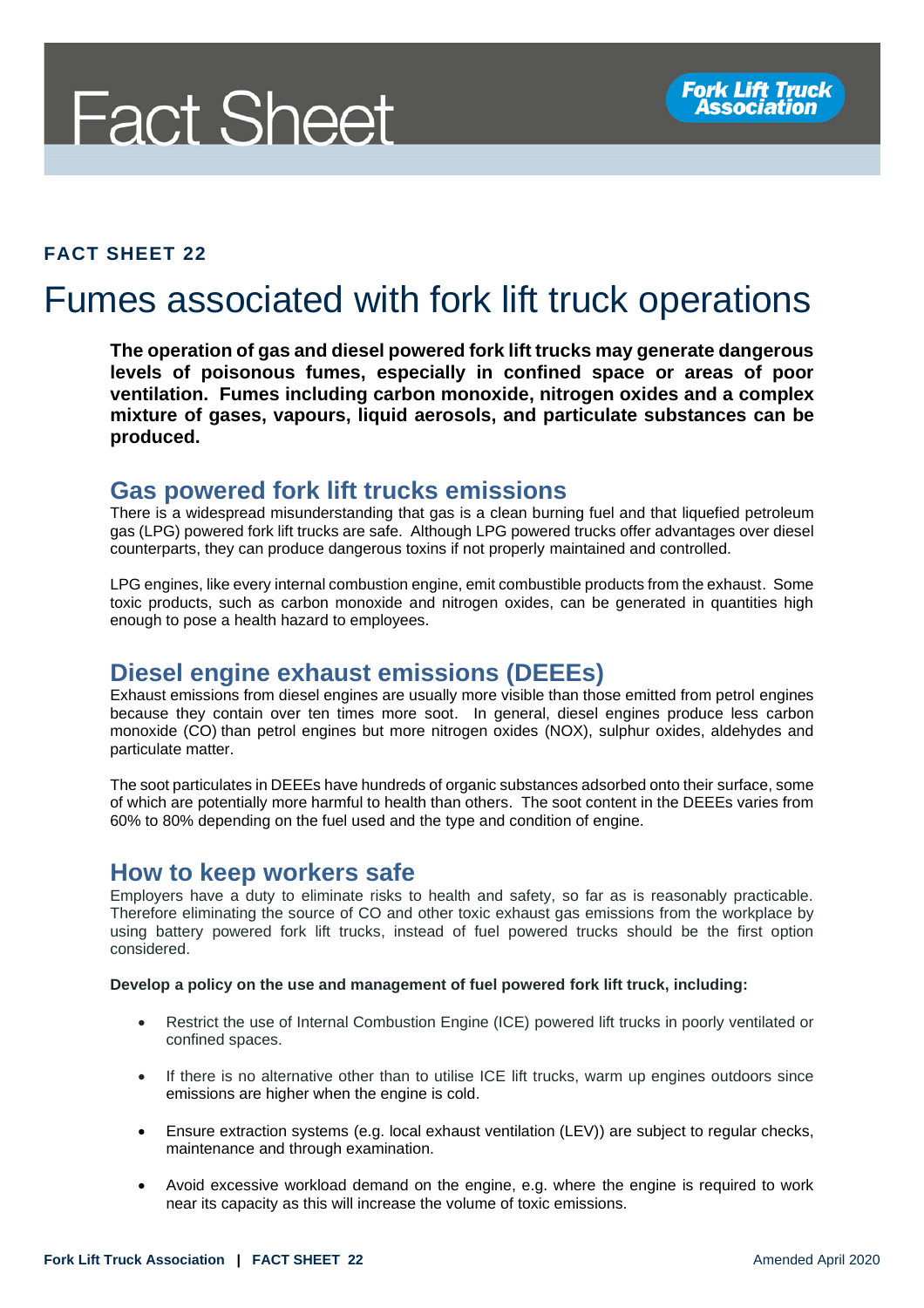# Fact Sheet

**FACT SHEET 22**

# Fumes associated with fork lift truck operations

**The operation of gas and diesel powered fork lift trucks may generate dangerous levels of poisonous fumes, especially in confined space or areas of poor ventilation. Fumes including carbon monoxide, nitrogen oxides and a complex mixture of gases, vapours, liquid aerosols, and particulate substances can be produced.**

## Gas powered fork lift trucks emissions

There is a widespread misunderstanding that gas is a clean burning fuel and that liquefied petroleum gas (LPG) powered fork lift trucks are safe. Although LPG powered trucks offer advantages over diesel counterparts, they can produce dangerous toxins if not properly maintained and controlled.

LPG engines, like every internal combustion engine, emit combustible products from the exhaust. Some toxic products, such as carbon monoxide and nitrogen oxides, can be generated in quantities high enough to pose a health hazard to employees.

## Diesel engine exhaust emissions (DEEEs)

Exhaust emissions from diesel engines are usually more visible than those emitted from petrol engines because they contain over ten times more soot. In general, diesel engines produce less carbon monoxide (CO) than petrol engines but more nitrogen oxides (NOX), sulphur oxides, aldehydes and particulate matter.

The soot particulates in DEEEs have hundreds of organic substances adsorbed onto their surface, some of which are potentially more harmful to health than others. The soot content in the DEEEs varies from 60% to 80% depending on the fuel used and the type and condition of engine.

## How to keep workers safe

Employers have a duty to eliminate risks to health and safety, so far as is reasonably practicable. Therefore eliminating the source of CO and other toxic exhaust gas emissions from the workplace by using battery powered fork lift trucks, instead of fuel powered trucks should be the first option considered.

**Develop a policy on the use and management of fuel powered fork lift truck, including:**

- Restrict the use of Internal Combustion Engine (ICE) powered lift trucks in poorly ventilated or confined spaces.
- If there is no alternative other than to utilise ICE lift trucks, warm up engines outdoors since emissions are higher when the engine is cold.
- Ensure extraction systems (e.g. local exhaust ventilation (LEV)) are subject to regular checks, maintenance and through examination.
- Avoid excessive workload demand on the engine, e.g. where the engine is required to work near its capacity as this will increase the volume of toxic emissions.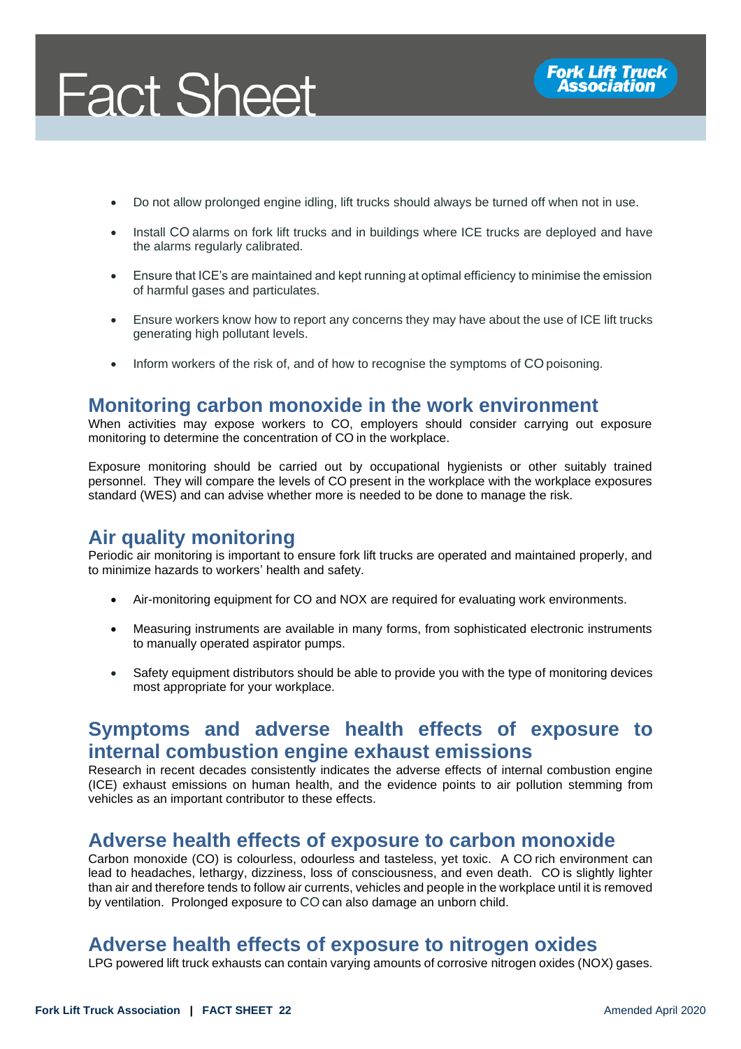- Do not allow prolonged engine idling, lift trucks should always be turned off when not in use.
- Install CO alarms on fork lift trucks and in buildings where ICE trucks are deployed and have the alarms regularly calibrated.
- Ensure that ICE's are maintained and kept running at optimal efficiency to minimise the emission of harmful gases and particulates.
- Ensure workers know how to report any concerns they may have about the use of ICE lift trucks generating high pollutant levels.
- Inform workers of the risk of, and of how to recognise the symptoms of CO poisoning.

## Monitoring carbon monoxide in the work environment

When activities may expose workers to CO, employers should consider carrying out exposure monitoring to determine the concentration of CO in the workplace.

Exposure monitoring should be carried out by occupational hygienists or other suitably trained personnel. They will compare the levels of CO present in the workplace with the workplace exposures standard (WES) and can advise whether more is needed to be done to manage the risk.

## Air quality monitoring

Periodic air monitoring is important to ensure fork lift trucks are operated and maintained properly, and to minimize hazards to workers' health and safety.

- Air-monitoring equipment for CO and NOX are required for evaluating work environments.
- Measuring instruments are available in many forms, from sophisticated electronic instruments to manually operated aspirator pumps.
- Safety equipment distributors should be able to provide you with the type of monitoring devices most appropriate for your workplace.

## Symptoms and adverse health effects of exposure to internal combustion engine exhaust emissions

Research in recent decades consistently indicates the adverse effects of internal combustion engine (ICE) exhaust emissions on human health, and the evidence points to air pollution stemming from vehicles as an important contributor to these effects.

## Adverse health effects of exposure to carbon monoxide

Carbon monoxide (CO) is colourless, odourless and tasteless, yet toxic. A CO rich environment can lead to headaches, lethargy, dizziness, loss of consciousness, and even death. CO is slightly lighter than air and therefore tends to follow air currents, vehicles and people in the workplace until it is removed by ventilation. Prolonged exposure to CO can also damage an unborn child.

## Adverse health effects of exposure to nitrogen oxides

LPG powered lift truck exhausts can contain varying amounts of corrosive nitrogen oxides (NOX) gases.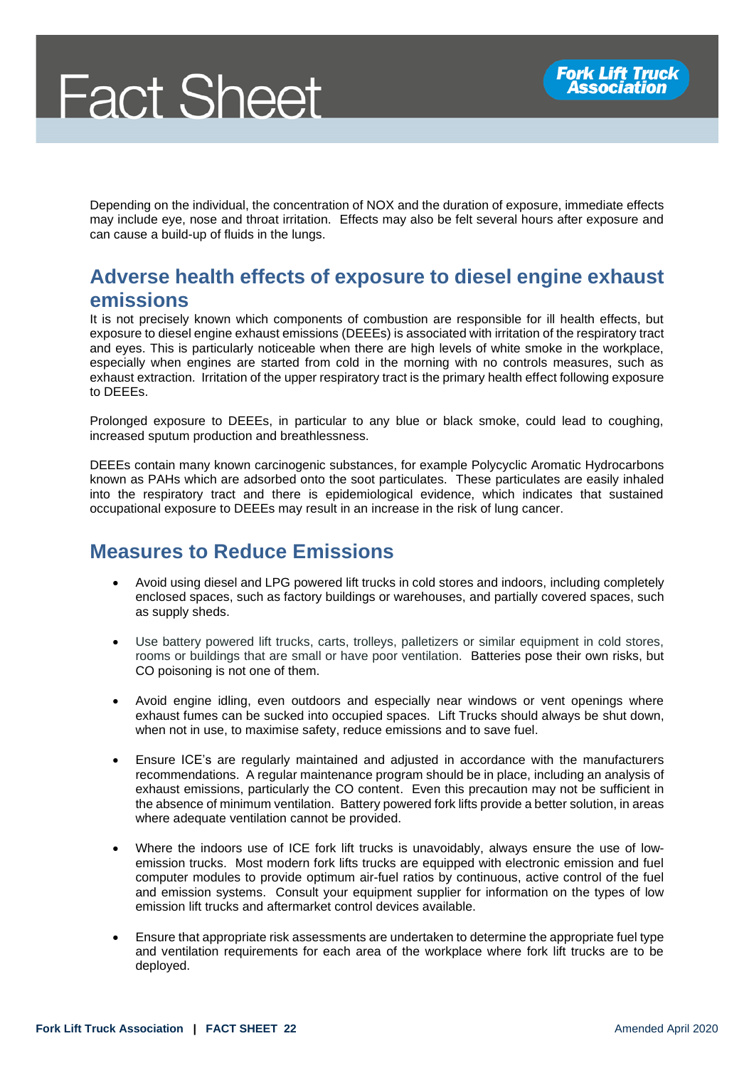Depending on the individual, the concentration of NOX and the duration of exposure, immediate effects may include eye, nose and throat irritation. Effects may also be felt several hours after exposure and can cause a build-up of fluids in the lungs.

## Adverse health effects of exposure to diesel engine exhaust emissions

It is not precisely known which components of combustion are responsible for ill health effects, but exposure to diesel engine exhaust emissions (DEEEs) is associated with irritation of the respiratory tract and eyes. This is particularly noticeable when there are high levels of white smoke in the workplace, especially when engines are started from cold in the morning with no controls measures, such as exhaust extraction. Irritation of the upper respiratory tract is the primary health effect following exposure to DEEEs.

Prolonged exposure to DEEEs, in particular to any blue or black smoke, could lead to coughing, increased sputum production and breathlessness.

DEEEs contain many known carcinogenic substances, for example Polycyclic Aromatic Hydrocarbons known as PAHs which are adsorbed onto the soot particulates. These particulates are easily inhaled into the respiratory tract and there is epidemiological evidence, which indicates that sustained occupational exposure to DEEEs may result in an increase in the risk of lung cancer.

## Measures to Reduce Emissions

- Avoid using diesel and LPG powered lift trucks in cold stores and indoors, including completely enclosed spaces, such as factory buildings or warehouses, and partially covered spaces, such as supply sheds.

- Use battery powered lift trucks, carts, trolleys, palletizers or similar equipment in cold stores, rooms or buildings that are small or have poor ventilation. Batteries pose their own risks, but CO poisoning is not one of them.

- Avoid engine idling, even outdoors and especially near windows or vent openings where exhaust fumes can be sucked into occupied spaces. Lift Trucks should always be shut down, when not in use, to maximise safety, reduce emissions and to save fuel.

- Ensure ICE's are regularly maintained and adjusted in accordance with the manufacturers recommendations. A regular maintenance program should be in place, including an analysis of exhaust emissions, particularly the CO content. Even this precaution may not be sufficient in the absence of minimum ventilation. Battery powered fork lifts provide a better solution, in areas where adequate ventilation cannot be provided.

- Where the indoors use of ICE fork lift trucks is unavoidably, always ensure the use of low-emission trucks. Most modern fork lifts trucks are equipped with electronic emission and fuel computer modules to provide optimum air-fuel ratios by continuous, active control of the fuel and emission systems. Consult your equipment supplier for information on the types of low emission lift trucks and aftermarket control devices available.

- Ensure that appropriate risk assessments are undertaken to determine the appropriate fuel type and ventilation requirements for each area of the workplace where fork lift trucks are to be deployed.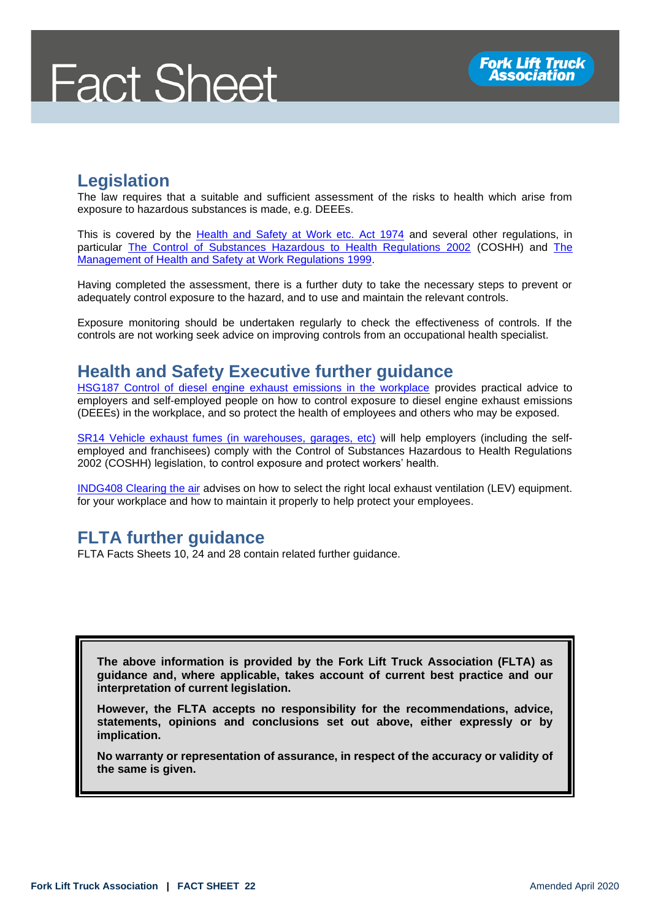## Legislation

The law requires that a suitable and sufficient assessment of the risks to health which arise from exposure to hazardous substances is made, e.g. DEEEs.

This is covered by the Health and Safety at Work etc. Act 1974 and several other regulations, in particular The Control of Substances Hazardous to Health Regulations 2002 (COSHH) and The Management of Health and Safety at Work Regulations 1999.

Having completed the assessment, there is a further duty to take the necessary steps to prevent or adequately control exposure to the hazard, and to use and maintain the relevant controls.

Exposure monitoring should be undertaken regularly to check the effectiveness of controls. If the controls are not working seek advice on improving controls from an occupational health specialist.

## Health and Safety Executive further guidance

HSG187 Control of diesel engine exhaust emissions in the workplace provides practical advice to employers and self-employed people on how to control exposure to diesel engine exhaust emissions (DEEEs) in the workplace, and so protect the health of employees and others who may be exposed.

SR14 Vehicle exhaust fumes (in warehouses, garages, etc) will help employers (including the self-employed and franchisees) comply with the Control of Substances Hazardous to Health Regulations 2002 (COSHH) legislation, to control exposure and protect workers' health.

INDG408 Clearing the air advises on how to select the right local exhaust ventilation (LEV) equipment. for your workplace and how to maintain it properly to help protect your employees.

## FLTA further guidance

FLTA Facts Sheets 10, 24 and 28 contain related further guidance.

**The above information is provided by the Fork Lift Truck Association (FLTA) as guidance and, where applicable, takes account of current best practice and our interpretation of current legislation.**

**However, the FLTA accepts no responsibility for the recommendations, advice, statements, opinions and conclusions set out above, either expressly or by implication.**

**No warranty or representation of assurance, in respect of the accuracy or validity of the same is given.**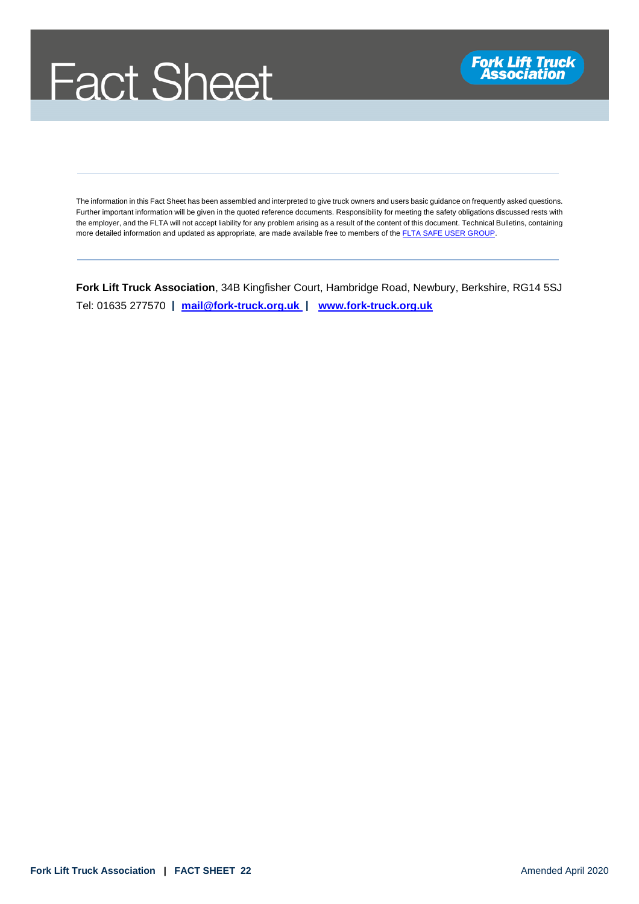# Fact Sheet

Fork Lift Truck Association

---

The information in this Fact Sheet has been assembled and interpreted to give truck owners and users basic guidance on frequently asked questions. Further important information will be given in the quoted reference documents. Responsibility for meeting the safety obligations discussed rests with the employer, and the FLTA will not accept liability for any problem arising as a result of the content of this document. Technical Bulletins, containing more detailed information and updated as appropriate, are made available free to members of the FLTA SAFE USER GROUP.

---

**Fork Lift Truck Association**, 34B Kingfisher Court, Hambridge Road, Newbury, Berkshire, RG14 5SJ

Tel: 01635 277570 **|** **mail@fork-truck.org.uk** **|** **www.fork-truck.org.uk**